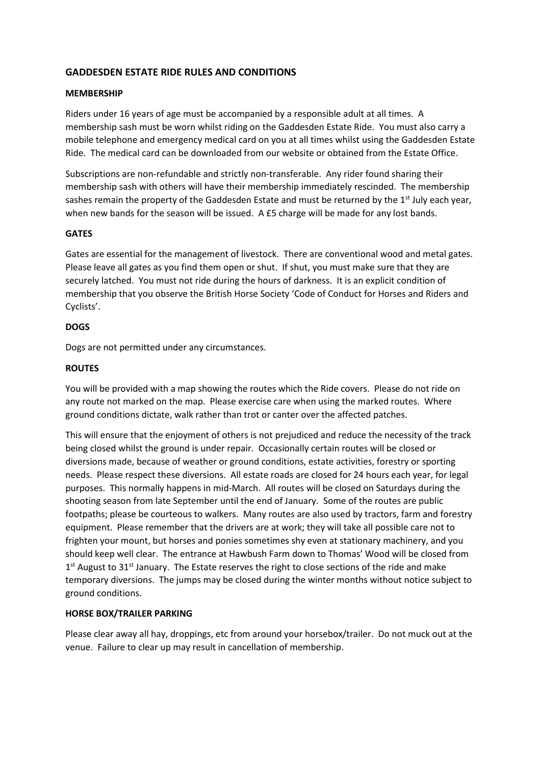## GADDESDEN ESTATE RIDE RULES AND CONDITIONS

### MEMBERSHIP

Riders under 16 years of age must be accompanied by a responsible adult at all times. A membership sash must be worn whilst riding on the Gaddesden Estate Ride. You must also carry a mobile telephone and emergency medical card on you at all times whilst using the Gaddesden Estate Ride. The medical card can be downloaded from our website or obtained from the Estate Office.

Subscriptions are non-refundable and strictly non-transferable. Any rider found sharing their membership sash with others will have their membership immediately rescinded. The membership sashes remain the property of the Gaddesden Estate and must be returned by the 1st July each year, when new bands for the season will be issued. A £5 charge will be made for any lost bands.

### GATES

Gates are essential for the management of livestock. There are conventional wood and metal gates. Please leave all gates as you find them open or shut. If shut, you must make sure that they are securely latched. You must not ride during the hours of darkness. It is an explicit condition of membership that you observe the British Horse Society 'Code of Conduct for Horses and Riders and Cyclists'.

### DOGS

Dogs are not permitted under any circumstances.

### ROUTES

You will be provided with a map showing the routes which the Ride covers. Please do not ride on any route not marked on the map. Please exercise care when using the marked routes. Where ground conditions dictate, walk rather than trot or canter over the affected patches.

This will ensure that the enjoyment of others is not prejudiced and reduce the necessity of the track being closed whilst the ground is under repair. Occasionally certain routes will be closed or diversions made, because of weather or ground conditions, estate activities, forestry or sporting needs. Please respect these diversions. All estate roads are closed for 24 hours each year, for legal purposes. This normally happens in mid-March. All routes will be closed on Saturdays during the shooting season from late September until the end of January. Some of the routes are public footpaths; please be courteous to walkers. Many routes are also used by tractors, farm and forestry equipment. Please remember that the drivers are at work; they will take all possible care not to frighten your mount, but horses and ponies sometimes shy even at stationary machinery, and you should keep well clear. The entrance at Hawbush Farm down to Thomas' Wood will be closed from 1st August to 31st January. The Estate reserves the right to close sections of the ride and make temporary diversions. The jumps may be closed during the winter months without notice subject to ground conditions.

### HORSE BOX/TRAILER PARKING

Please clear away all hay, droppings, etc from around your horsebox/trailer. Do not muck out at the venue. Failure to clear up may result in cancellation of membership.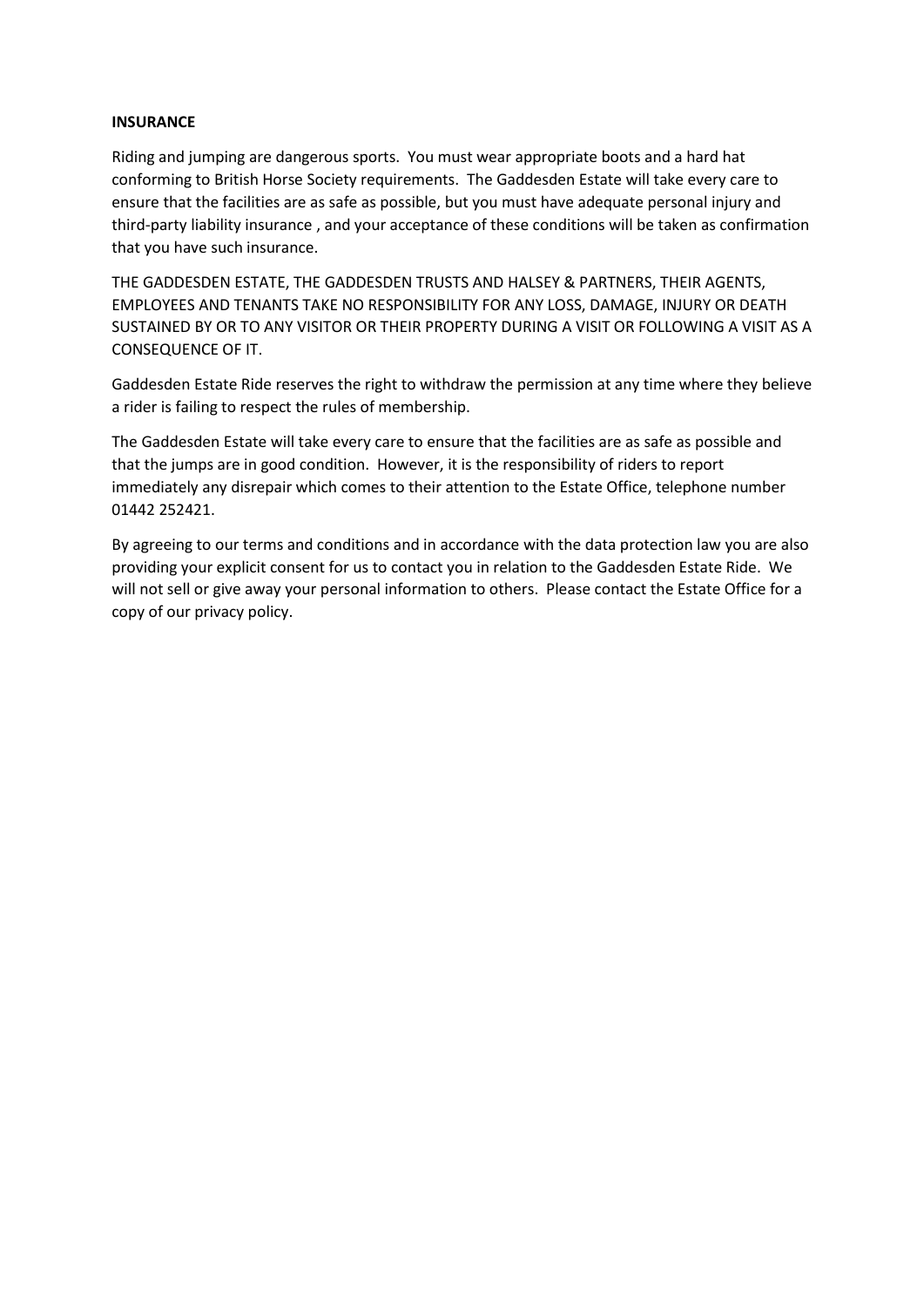**INSURANCE**

Riding and jumping are dangerous sports. You must wear appropriate boots and a hard hat conforming to British Horse Society requirements. The Gaddesden Estate will take every care to ensure that the facilities are as safe as possible, but you must have adequate personal injury and third-party liability insurance , and your acceptance of these conditions will be taken as confirmation that you have such insurance.

THE GADDESDEN ESTATE, THE GADDESDEN TRUSTS AND HALSEY & PARTNERS, THEIR AGENTS, EMPLOYEES AND TENANTS TAKE NO RESPONSIBILITY FOR ANY LOSS, DAMAGE, INJURY OR DEATH SUSTAINED BY OR TO ANY VISITOR OR THEIR PROPERTY DURING A VISIT OR FOLLOWING A VISIT AS A CONSEQUENCE OF IT.

Gaddesden Estate Ride reserves the right to withdraw the permission at any time where they believe a rider is failing to respect the rules of membership.

The Gaddesden Estate will take every care to ensure that the facilities are as safe as possible and that the jumps are in good condition. However, it is the responsibility of riders to report immediately any disrepair which comes to their attention to the Estate Office, telephone number 01442 252421.

By agreeing to our terms and conditions and in accordance with the data protection law you are also providing your explicit consent for us to contact you in relation to the Gaddesden Estate Ride. We will not sell or give away your personal information to others. Please contact the Estate Office for a copy of our privacy policy.